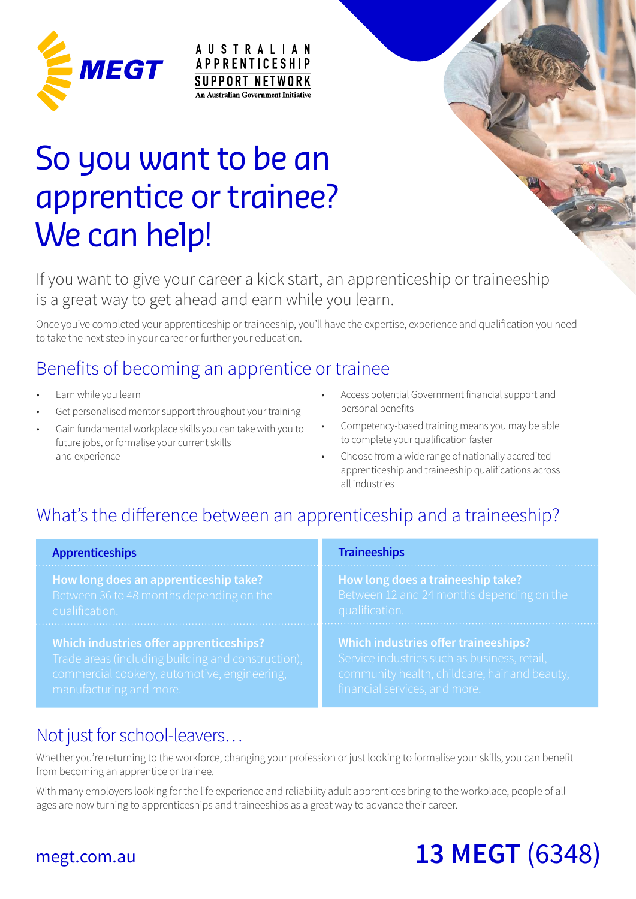MEGT

AUSTRALIAN APPRENTICESHIP SUPPORT NETWORK
An Australian Government Initiative

# So you want to be an apprentice or trainee? We can help!

If you want to give your career a kick start, an apprenticeship or traineeship is a great way to get ahead and earn while you learn.

Once you've completed your apprenticeship or traineeship, you'll have the expertise, experience and qualification you need to take the next step in your career or further your education.

## Benefits of becoming an apprentice or trainee

- Earn while you learn
- Get personalised mentor support throughout your training
- Gain fundamental workplace skills you can take with you to future jobs, or formalise your current skills and experience
- Access potential Government financial support and personal benefits
- Competency-based training means you may be able to complete your qualification faster
- Choose from a wide range of nationally accredited apprenticeship and traineeship qualifications across all industries

## What's the difference between an apprenticeship and a traineeship?

| Apprenticeships | Traineeships |
| --- | --- |
| **How long does an apprenticeship take?** Between 36 to 48 months depending on the qualification. | **How long does a traineeship take?** Between 12 and 24 months depending on the qualification. |
| **Which industries offer apprenticeships?** Trade areas (including building and construction), commercial cookery, automotive, engineering, manufacturing and more. | **Which industries offer traineeships?** Service industries such as business, retail, community health, childcare, hair and beauty, financial services, and more. |

## Not just for school-leavers…

Whether you're returning to the workforce, changing your profession or just looking to formalise your skills, you can benefit from becoming an apprentice or trainee.

With many employers looking for the life experience and reliability adult apprentices bring to the workplace, people of all ages are now turning to apprenticeships and traineeships as a great way to advance their career.

megt.com.au

**13 MEGT** (6348)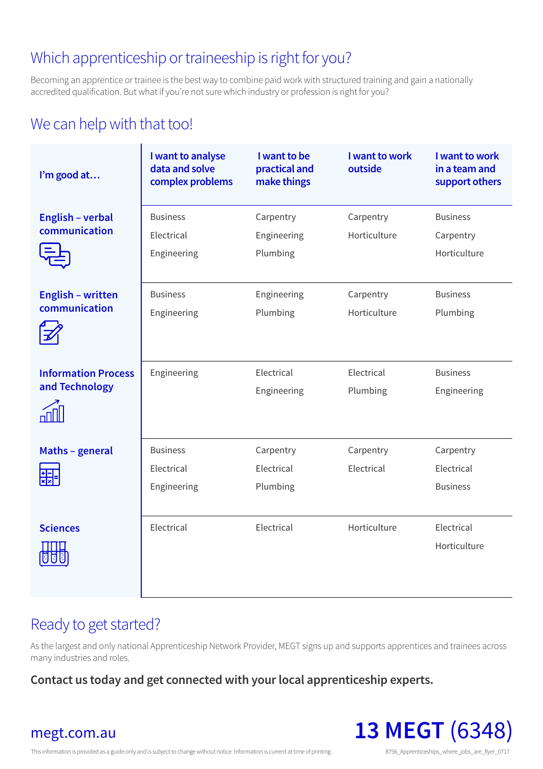## Which apprenticeship or traineeship is right for you?

Becoming an apprentice or trainee is the best way to combine paid work with structured training and gain a nationally accredited qualification. But what if you're not sure which industry or profession is right for you?

## We can help with that too!

| I'm good at… | I want to analyse data and solve complex problems | I want to be practical and make things | I want to work outside | I want to work in a team and support others |
|---|---|---|---|---|
| **English – verbal communication** | Business<br>Electrical<br>Engineering | Carpentry<br>Engineering<br>Plumbing | Carpentry<br>Horticulture | Business<br>Carpentry<br>Horticulture |
| **English – written communication** | Business<br>Engineering | Engineering<br>Plumbing | Carpentry<br>Horticulture | Business<br>Plumbing |
| **Information Process and Technology** | Engineering | Electrical<br>Engineering | Electrical<br>Plumbing | Business<br>Engineering |
| **Maths – general** | Business<br>Electrical<br>Engineering | Carpentry<br>Electrical<br>Plumbing | Carpentry<br>Electrical | Carpentry<br>Electrical<br>Business |
| **Sciences** | Electrical | Electrical | Horticulture | Electrical<br>Horticulture |

## Ready to get started?

As the largest and only national Apprenticeship Network Provider, MEGT signs up and supports apprentices and trainees across many industries and roles.

**Contact us today and get connected with your local apprenticeship experts.**

megt.com.au

**13 MEGT** (6348)

This information is provided as a guide only and is subject to change without notice. Information is current at time of printing.

8756_Apprenticeships_where_jobs_are_flyer_0717